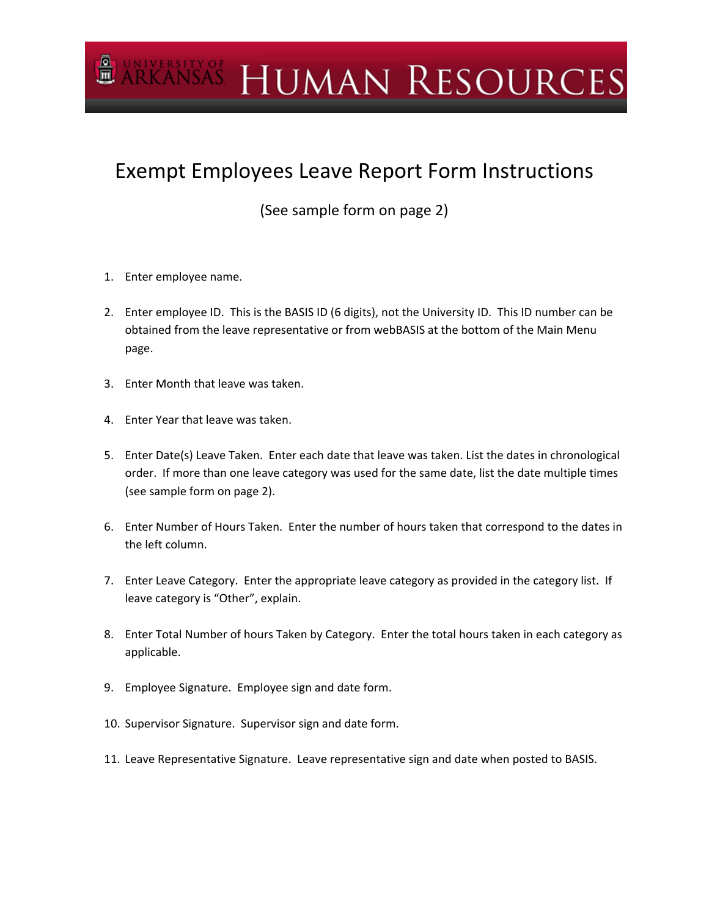# UNIVERSITY OF ARKANSAS HUMAN RESOURCES

## Exempt Employees Leave Report Form Instructions

(See sample form on page 2)

1. Enter employee name.

2. Enter employee ID. This is the BASIS ID (6 digits), not the University ID. This ID number can be obtained from the leave representative or from webBASIS at the bottom of the Main Menu page.

3. Enter Month that leave was taken.

4. Enter Year that leave was taken.

5. Enter Date(s) Leave Taken. Enter each date that leave was taken. List the dates in chronological order. If more than one leave category was used for the same date, list the date multiple times (see sample form on page 2).

6. Enter Number of Hours Taken. Enter the number of hours taken that correspond to the dates in the left column.

7. Enter Leave Category. Enter the appropriate leave category as provided in the category list. If leave category is "Other", explain.

8. Enter Total Number of hours Taken by Category. Enter the total hours taken in each category as applicable.

9. Employee Signature. Employee sign and date form.

10. Supervisor Signature. Supervisor sign and date form.

11. Leave Representative Signature. Leave representative sign and date when posted to BASIS.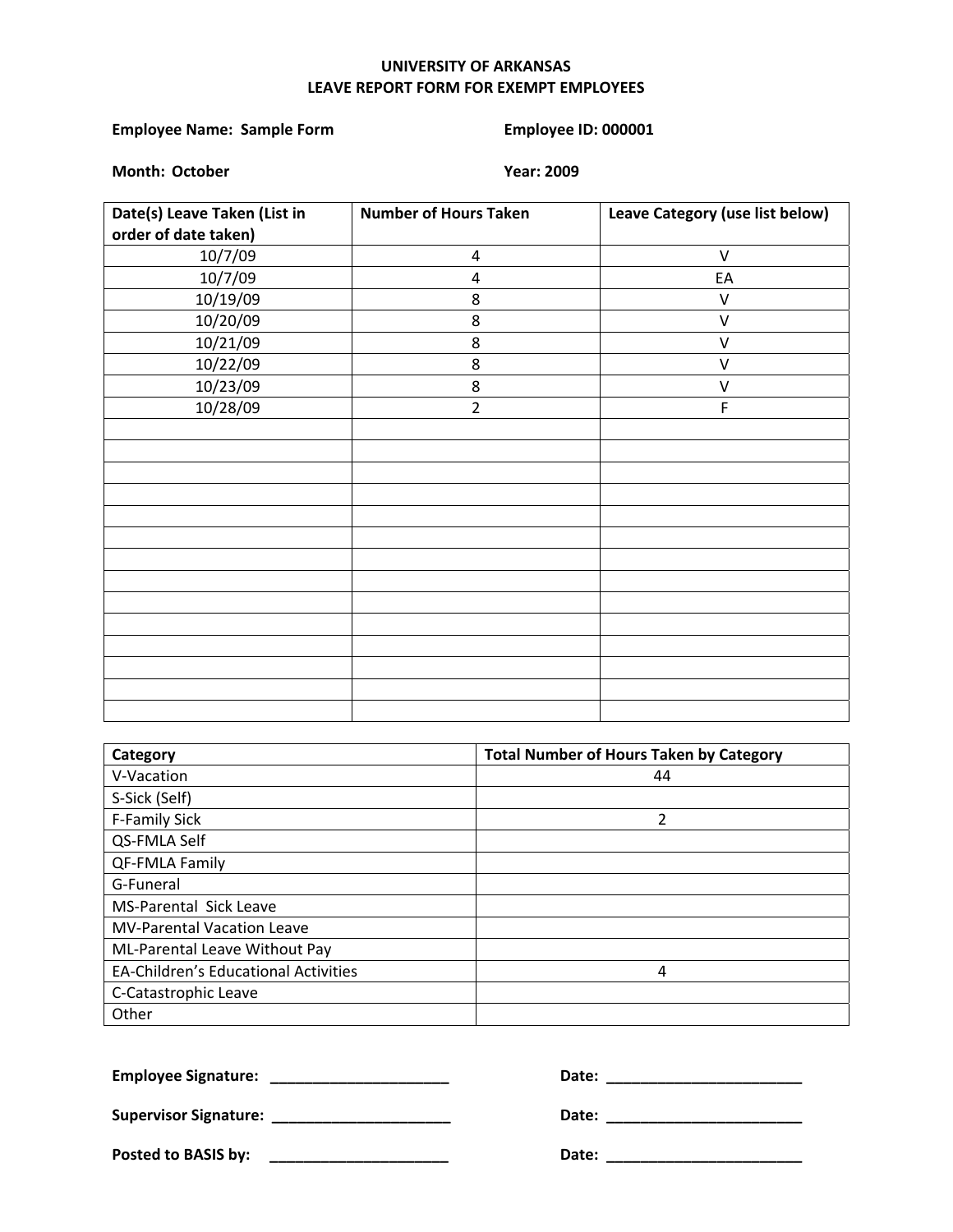# UNIVERSITY OF ARKANSAS
## LEAVE REPORT FORM FOR EXEMPT EMPLOYEES

**Employee Name: Sample Form** **Employee ID: 000001**

**Month: October** **Year: 2009**

| Date(s) Leave Taken (List in order of date taken) | Number of Hours Taken | Leave Category (use list below) |
|---|---|---|
| 10/7/09 | 4 | V |
| 10/7/09 | 4 | EA |
| 10/19/09 | 8 | V |
| 10/20/09 | 8 | V |
| 10/21/09 | 8 | V |
| 10/22/09 | 8 | V |
| 10/23/09 | 8 | V |
| 10/28/09 | 2 | F |
| | | |
| | | |
| | | |
| | | |
| | | |
| | | |
| | | |
| | | |
| | | |
| | | |
| | | |
| | | |
| | | |
| | | |

| Category | Total Number of Hours Taken by Category |
|---|---|
| V-Vacation | 44 |
| S-Sick (Self) | |
| F-Family Sick | 2 |
| QS-FMLA Self | |
| QF-FMLA Family | |
| G-Funeral | |
| MS-Parental Sick Leave | |
| MV-Parental Vacation Leave | |
| ML-Parental Leave Without Pay | |
| EA-Children's Educational Activities | 4 |
| C-Catastrophic Leave | |
| Other | |

**Employee Signature:** ______________________ **Date:** ________________________

**Supervisor Signature:** ______________________ **Date:** ________________________

**Posted to BASIS by:** ______________________ **Date:** ________________________